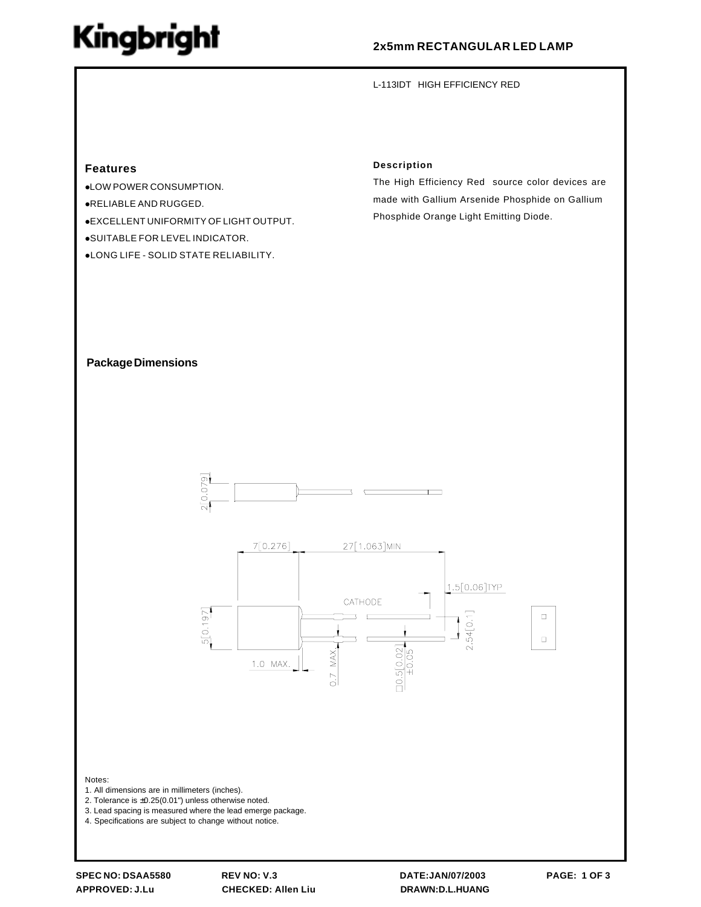# Kingbright

## 2x5mm RECTANGULAR LED LAMP

L-113IDT HIGH EFFICIENCY RED

### Features

- LOW POWER CONSUMPTION.
- RELIABLE AND RUGGED.
- EXCELLENT UNIFORMITY OF LIGHT OUTPUT.
- SUITABLE FOR LEVEL INDICATOR.
- LONG LIFE - SOLID STATE RELIABILITY.

### Description

The High Efficiency Red source color devices are made with Gallium Arsenide Phosphide on Gallium Phosphide Orange Light Emitting Diode.

### Package Dimensions

2[0.079]

7[0.276] 27[1.063]MIN

1.5[0.06]TYP

CATHODE

5[0.197]

2.54[0.1]

1.0 MAX.

0.7 MAX.

□0.5[0.02] ±0.05

Notes:

1. All dimensions are in millimeters (inches).
2. Tolerance is ±0.25(0.01") unless otherwise noted.
3. Lead spacing is measured where the lead emerge package.
4. Specifications are subject to change without notice.

SPEC NO: DSAA5580 REV NO: V.3 DATE:JAN/07/2003

APPROVED: J.Lu CHECKED: Allen Liu DRAWN:D.L.HUANG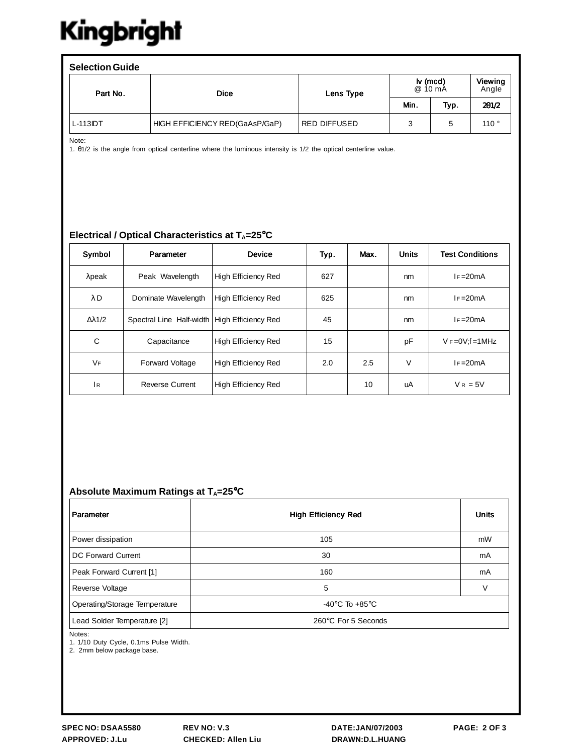## Selection Guide

| Part No. | Dice | Lens Type | Iv (mcd) @ 10 mA | | Viewing Angle |
|---|---|---|---|---|---|
| | | | Min. | Typ. | $2\theta 1/2$ |
| L-113IDT | HIGH EFFICIENCY RED(GaAsP/GaP) | RED DIFFUSED | 3 | 5 | 110 ° |

Note:
1. θ1/2 is the angle from optical centerline where the luminous intensity is 1/2 the optical centerline value.

## Electrical / Optical Characteristics at $T_A$=25°C

| Symbol | Parameter | Device | Typ. | Max. | Units | Test Conditions |
|---|---|---|---|---|---|---|
| λpeak | Peak Wavelength | High Efficiency Red | 627 | | nm | $I_F$=20mA |
| λD | Dominate Wavelength | High Efficiency Red | 625 | | nm | $I_F$=20mA |
| Δλ1/2 | Spectral Line Half-width | High Efficiency Red | 45 | | nm | $I_F$=20mA |
| C | Capacitance | High Efficiency Red | 15 | | pF | $V_F$=0V;f=1MHz |
| $V_F$ | Forward Voltage | High Efficiency Red | 2.0 | 2.5 | V | $I_F$=20mA |
| $I_R$ | Reverse Current | High Efficiency Red | | 10 | uA | $V_R$ = 5V |

## Absolute Maximum Ratings at $T_A$=25°C

| Parameter | High Efficiency Red | Units |
|---|---|---|
| Power dissipation | 105 | mW |
| DC Forward Current | 30 | mA |
| Peak Forward Current [1] | 160 | mA |
| Reverse Voltage | 5 | V |
| Operating/Storage Temperature | -40°C To +85°C | |
| Lead Solder Temperature [2] | 260°C For 5 Seconds | |

Notes:
1. 1/10 Duty Cycle, 0.1ms Pulse Width.
2. 2mm below package base.

SPEC NO: DSAA5580 REV NO: V.3 DATE:JAN/07/2003
APPROVED: J.Lu CHECKED: Allen Liu DRAWN:D.L.HUANG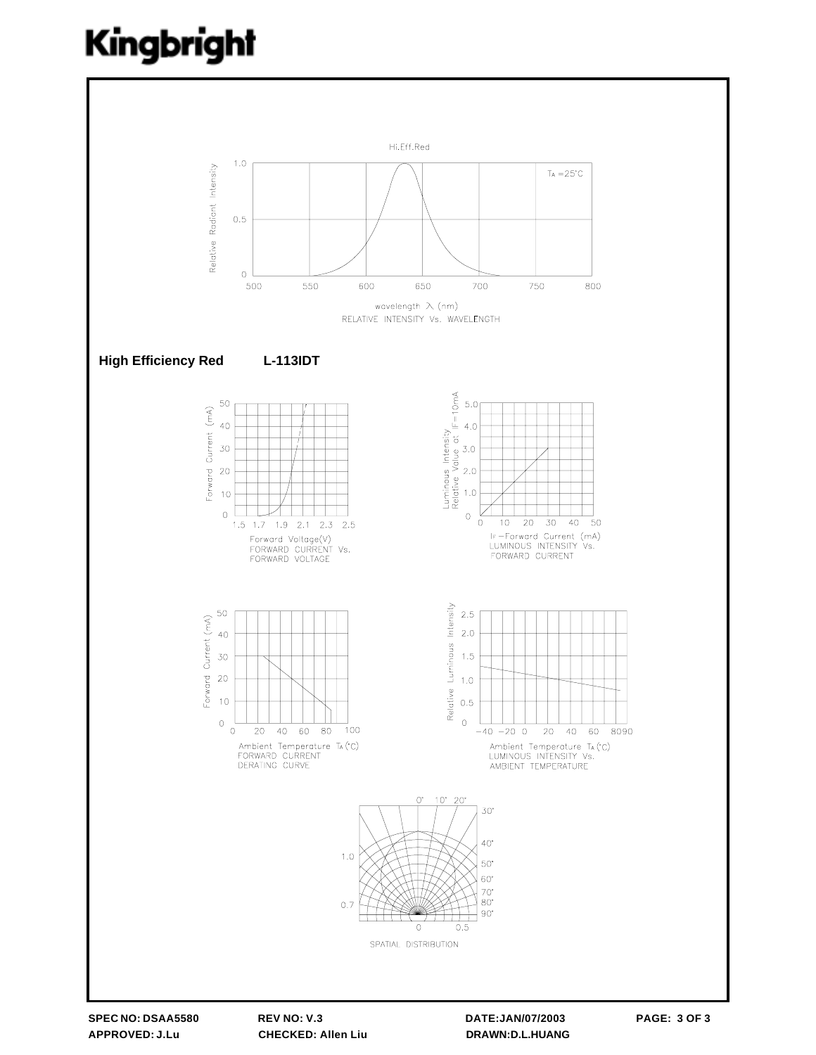Hi.Eff.Red

1.0

0.5

0

Relative Radiant Intensity

$T_A = 25°C$

500 550 600 650 700 750 800

wavelength λ (nm)

RELATIVE INTENSITY Vs. WAVELENGTH

**High Efficiency Red L-113IDT**

Forward Current (mA)

50 40 30 20 10 0

1.5 1.7 1.9 2.1 2.3 2.5

Forward Voltage(V)

FORWARD CURRENT Vs.
FORWARD VOLTAGE

Luminous Intensity
Relative Value at IF=10mA

5.0 4.0 3.0 2.0 1.0 0

0 10 20 30 40 50

IF−Forward Current (mA)

LUMINOUS INTENSITY Vs.
FORWARD CURRENT

Forward Current (mA)

50 40 30 20 10 0

0 20 40 60 80 100

Ambient Temperature $T_A$(°C)

FORWARD CURRENT
DERATING CURVE

Relative Luminous Intensity

2.5 2.0 1.5 1.0 0.5 0

−40 −20 0 20 40 60 8090

Ambient Temperature $T_A$(°C)

LUMINOUS INTENSITY Vs.
AMBIENT TEMPERATURE

0° 10° 20° 30° 40° 50° 60° 70° 80° 90°

1.0

0.7

0 0.5

SPATIAL DISTRIBUTION

SPEC NO: DSAA5580 REV NO: V.3 DATE:JAN/07/2003

APPROVED: J.Lu CHECKED: Allen Liu DRAWN:D.L.HUANG